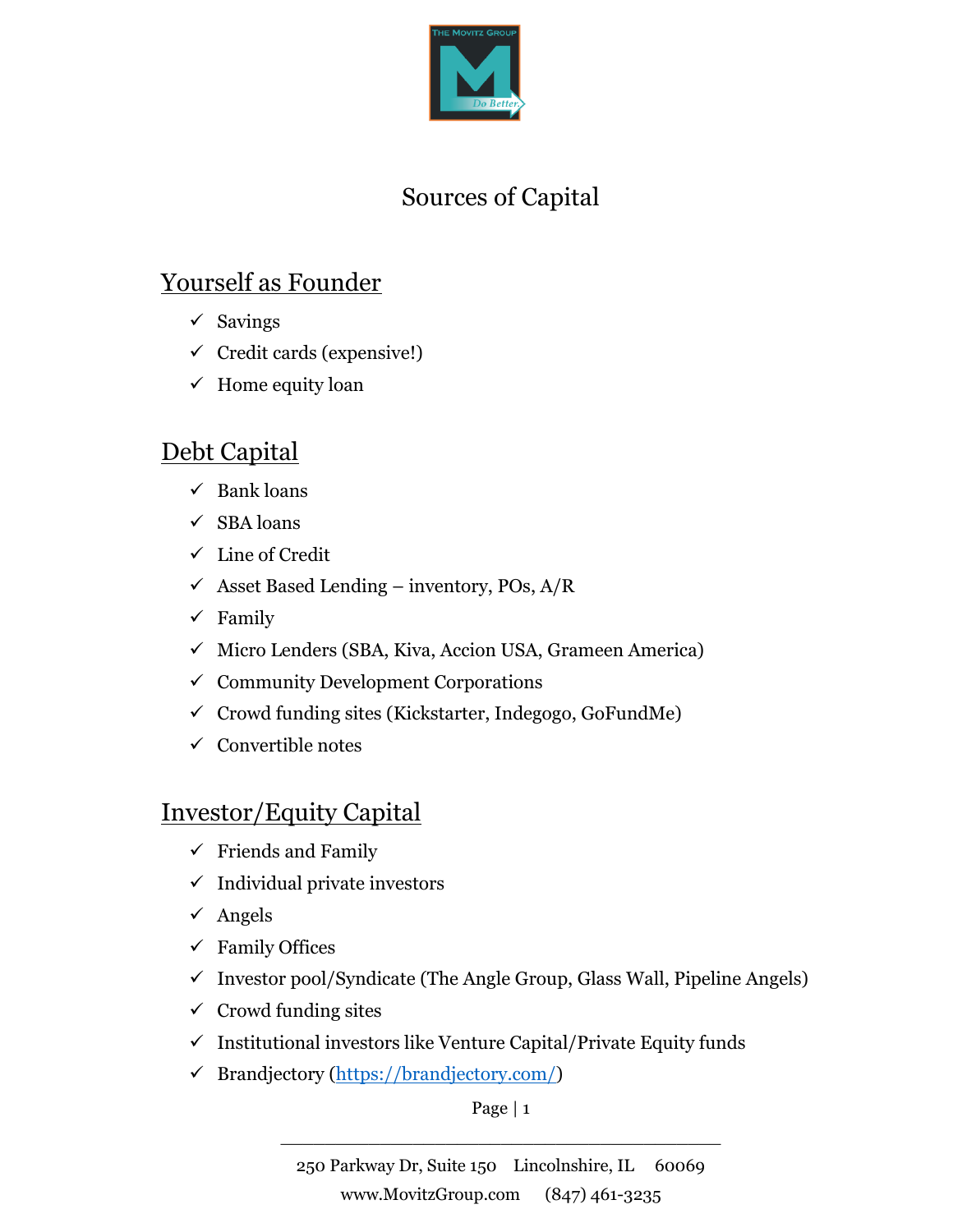# Sources of Capital

## Yourself as Founder

- ✓ Savings
- ✓ Credit cards (expensive!)
- ✓ Home equity loan

## Debt Capital

- ✓ Bank loans
- ✓ SBA loans
- ✓ Line of Credit
- ✓ Asset Based Lending – inventory, POs, A/R
- ✓ Family
- ✓ Micro Lenders (SBA, Kiva, Accion USA, Grameen America)
- ✓ Community Development Corporations
- ✓ Crowd funding sites (Kickstarter, Indegogo, GoFundMe)
- ✓ Convertible notes

## Investor/Equity Capital

- ✓ Friends and Family
- ✓ Individual private investors
- ✓ Angels
- ✓ Family Offices
- ✓ Investor pool/Syndicate (The Angle Group, Glass Wall, Pipeline Angels)
- ✓ Crowd funding sites
- ✓ Institutional investors like Venture Capital/Private Equity funds
- ✓ Brandjectory (https://brandjectory.com/)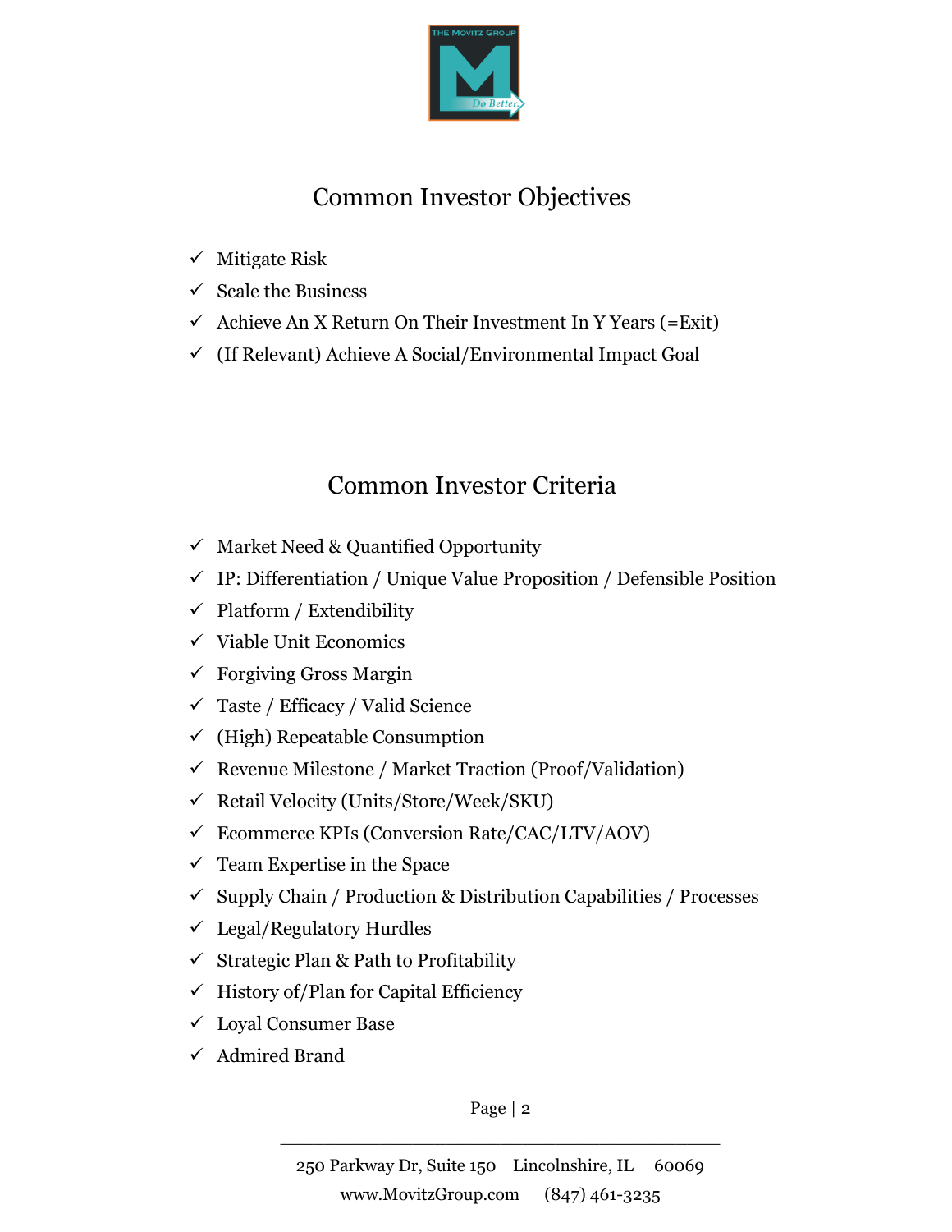## Common Investor Objectives

- ✓ Mitigate Risk
- ✓ Scale the Business
- ✓ Achieve An X Return On Their Investment In Y Years (=Exit)
- ✓ (If Relevant) Achieve A Social/Environmental Impact Goal

## Common Investor Criteria

- ✓ Market Need & Quantified Opportunity
- ✓ IP: Differentiation / Unique Value Proposition / Defensible Position
- ✓ Platform / Extendibility
- ✓ Viable Unit Economics
- ✓ Forgiving Gross Margin
- ✓ Taste / Efficacy / Valid Science
- ✓ (High) Repeatable Consumption
- ✓ Revenue Milestone / Market Traction (Proof/Validation)
- ✓ Retail Velocity (Units/Store/Week/SKU)
- ✓ Ecommerce KPIs (Conversion Rate/CAC/LTV/AOV)
- ✓ Team Expertise in the Space
- ✓ Supply Chain / Production & Distribution Capabilities / Processes
- ✓ Legal/Regulatory Hurdles
- ✓ Strategic Plan & Path to Profitability
- ✓ History of/Plan for Capital Efficiency
- ✓ Loyal Consumer Base
- ✓ Admired Brand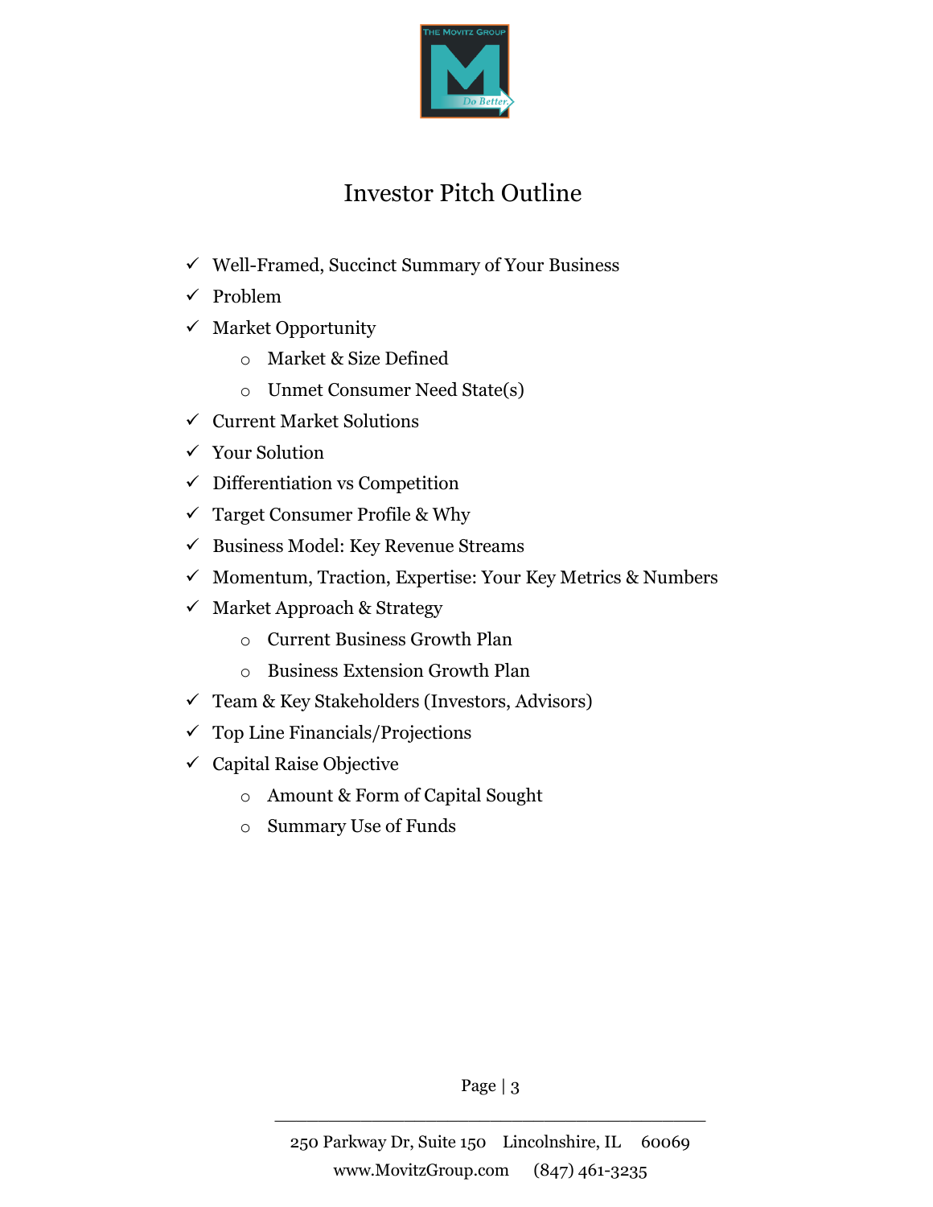# Investor Pitch Outline

- ✓ Well-Framed, Succinct Summary of Your Business
- ✓ Problem
- ✓ Market Opportunity
  - Market & Size Defined
  - Unmet Consumer Need State(s)
- ✓ Current Market Solutions
- ✓ Your Solution
- ✓ Differentiation vs Competition
- ✓ Target Consumer Profile & Why
- ✓ Business Model: Key Revenue Streams
- ✓ Momentum, Traction, Expertise: Your Key Metrics & Numbers
- ✓ Market Approach & Strategy
  - Current Business Growth Plan
  - Business Extension Growth Plan
- ✓ Team & Key Stakeholders (Investors, Advisors)
- ✓ Top Line Financials/Projections
- ✓ Capital Raise Objective
  - Amount & Form of Capital Sought
  - Summary Use of Funds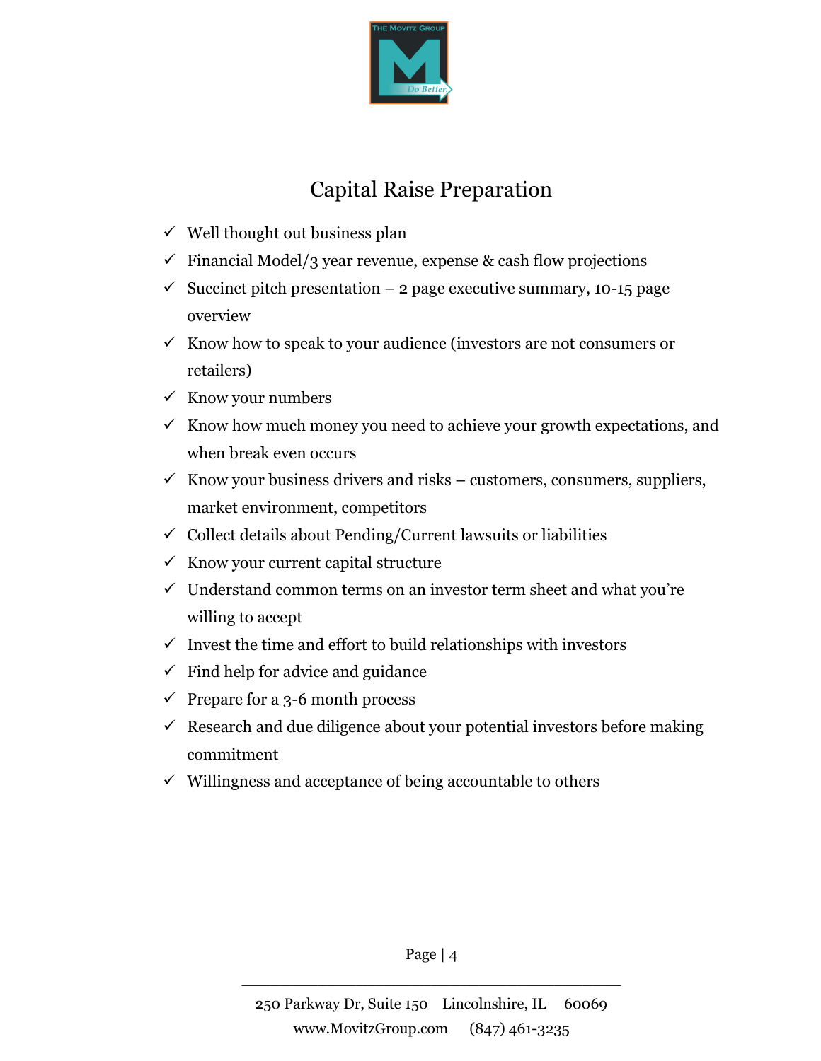# Capital Raise Preparation

- ✓ Well thought out business plan
- ✓ Financial Model/3 year revenue, expense & cash flow projections
- ✓ Succinct pitch presentation – 2 page executive summary, 10-15 page overview
- ✓ Know how to speak to your audience (investors are not consumers or retailers)
- ✓ Know your numbers
- ✓ Know how much money you need to achieve your growth expectations, and when break even occurs
- ✓ Know your business drivers and risks – customers, consumers, suppliers, market environment, competitors
- ✓ Collect details about Pending/Current lawsuits or liabilities
- ✓ Know your current capital structure
- ✓ Understand common terms on an investor term sheet and what you're willing to accept
- ✓ Invest the time and effort to build relationships with investors
- ✓ Find help for advice and guidance
- ✓ Prepare for a 3-6 month process
- ✓ Research and due diligence about your potential investors before making commitment
- ✓ Willingness and acceptance of being accountable to others